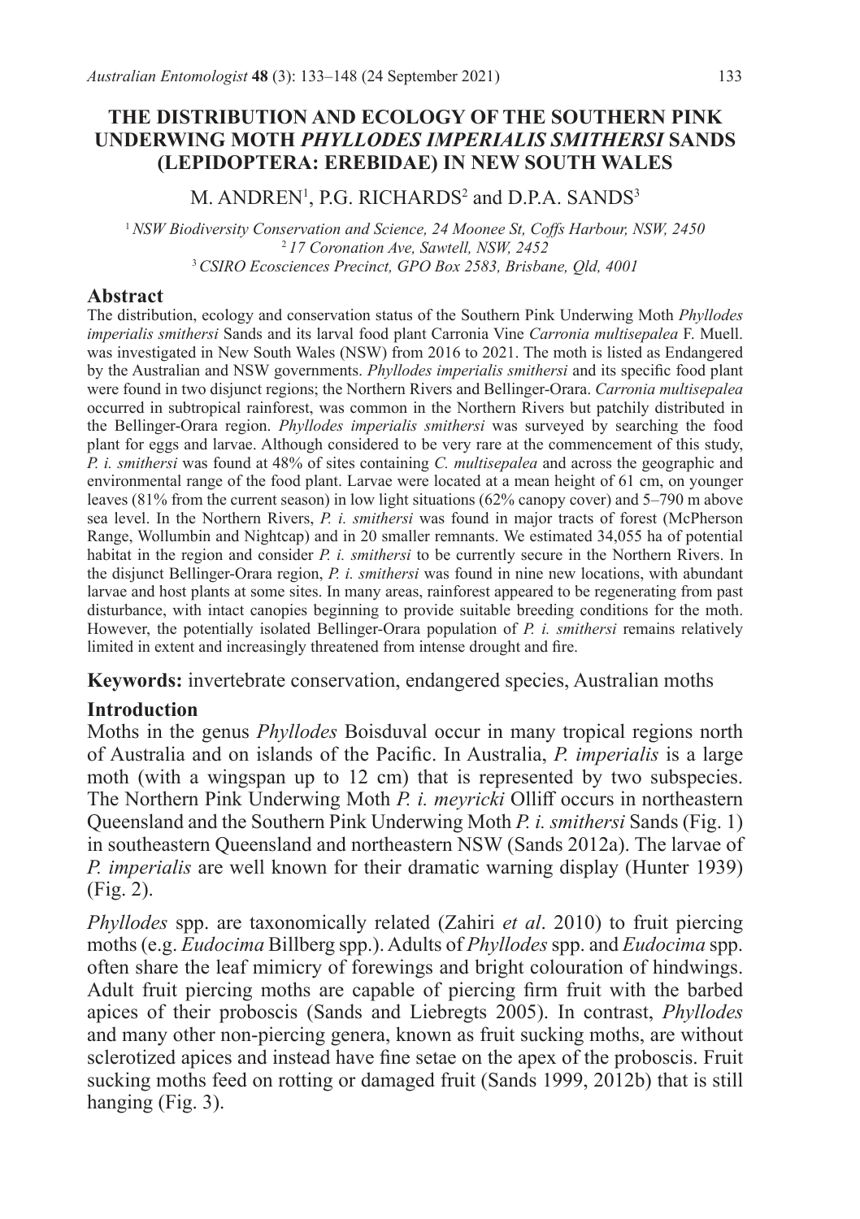# THE DISTRIBUTION AND ECOLOGY OF THE SOUTHERN PINK UNDERWING MOTH *PHYLLODES IMPERIALIS SMITHERSI* SANDS (LEPIDOPTERA: EREBIDAE) IN NEW SOUTH WALES

M. ANDREN[1], P.G. RICHARDS[2] and D.P.A. SANDS[3]

[1] *NSW Biodiversity Conservation and Science, 24 Moonee St, Coffs Harbour, NSW, 2450*
[2] *17 Coronation Ave, Sawtell, NSW, 2452*
[3] *CSIRO Ecosciences Precinct, GPO Box 2583, Brisbane, Qld, 4001*

## Abstract

The distribution, ecology and conservation status of the Southern Pink Underwing Moth *Phyllodes imperialis smithersi* Sands and its larval food plant Carronia Vine *Carronia multisepalea* F. Muell. was investigated in New South Wales (NSW) from 2016 to 2021. The moth is listed as Endangered by the Australian and NSW governments. *Phyllodes imperialis smithersi* and its specific food plant were found in two disjunct regions; the Northern Rivers and Bellinger-Orara. *Carronia multisepalea* occurred in subtropical rainforest, was common in the Northern Rivers but patchily distributed in the Bellinger-Orara region. *Phyllodes imperialis smithersi* was surveyed by searching the food plant for eggs and larvae. Although considered to be very rare at the commencement of this study, *P. i. smithersi* was found at 48% of sites containing *C. multisepalea* and across the geographic and environmental range of the food plant. Larvae were located at a mean height of 61 cm, on younger leaves (81% from the current season) in low light situations (62% canopy cover) and 5–790 m above sea level. In the Northern Rivers, *P. i. smithersi* was found in major tracts of forest (McPherson Range, Wollumbin and Nightcap) and in 20 smaller remnants. We estimated 34,055 ha of potential habitat in the region and consider *P. i. smithersi* to be currently secure in the Northern Rivers. In the disjunct Bellinger-Orara region, *P. i. smithersi* was found in nine new locations, with abundant larvae and host plants at some sites. In many areas, rainforest appeared to be regenerating from past disturbance, with intact canopies beginning to provide suitable breeding conditions for the moth. However, the potentially isolated Bellinger-Orara population of *P. i. smithersi* remains relatively limited in extent and increasingly threatened from intense drought and fire.

**Keywords:** invertebrate conservation, endangered species, Australian moths

## Introduction

Moths in the genus *Phyllodes* Boisduval occur in many tropical regions north of Australia and on islands of the Pacific. In Australia, *P. imperialis* is a large moth (with a wingspan up to 12 cm) that is represented by two subspecies. The Northern Pink Underwing Moth *P. i. meyricki* Olliff occurs in northeastern Queensland and the Southern Pink Underwing Moth *P. i. smithersi* Sands (Fig. 1) in southeastern Queensland and northeastern NSW (Sands 2012a). The larvae of *P. imperialis* are well known for their dramatic warning display (Hunter 1939) (Fig. 2).

*Phyllodes* spp. are taxonomically related (Zahiri *et al*. 2010) to fruit piercing moths (e.g. *Eudocima* Billberg spp.). Adults of *Phyllodes* spp. and *Eudocima* spp. often share the leaf mimicry of forewings and bright colouration of hindwings. Adult fruit piercing moths are capable of piercing firm fruit with the barbed apices of their proboscis (Sands and Liebregts 2005). In contrast, *Phyllodes* and many other non-piercing genera, known as fruit sucking moths, are without sclerotized apices and instead have fine setae on the apex of the proboscis. Fruit sucking moths feed on rotting or damaged fruit (Sands 1999, 2012b) that is still hanging (Fig. 3).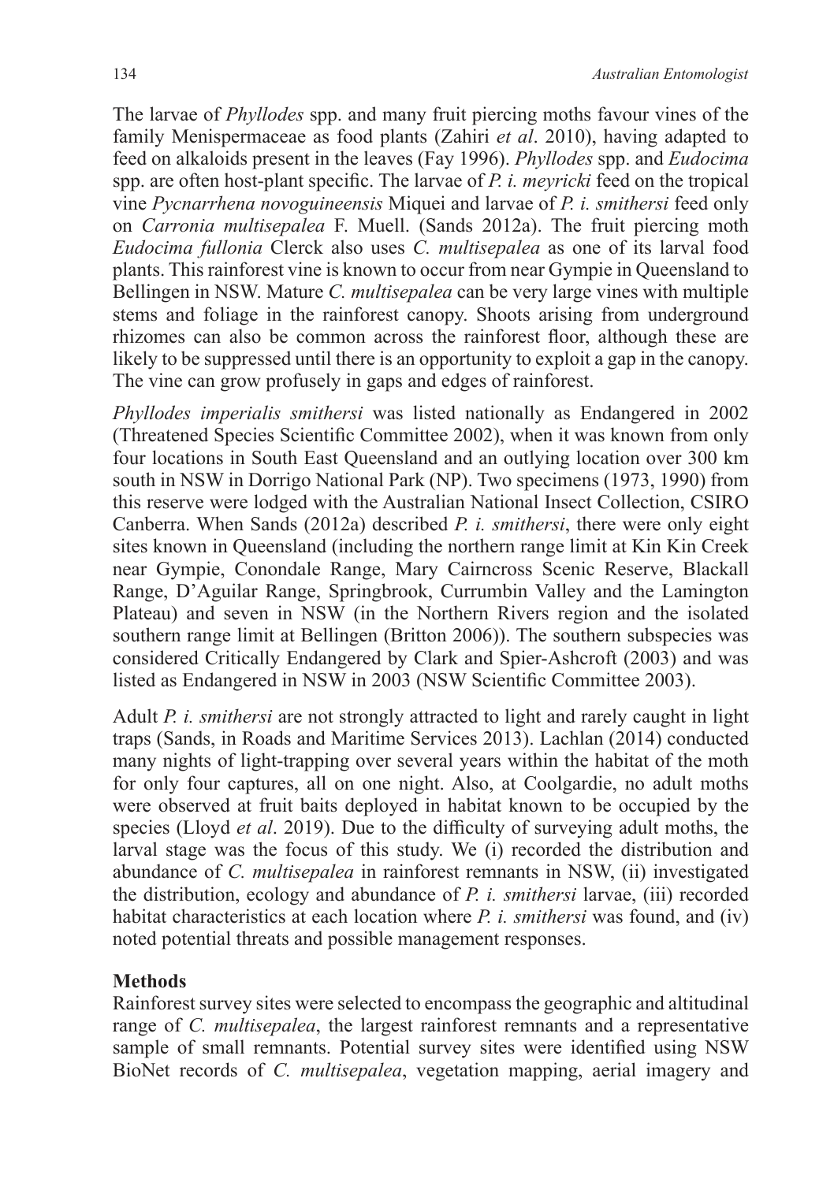The larvae of *Phyllodes* spp. and many fruit piercing moths favour vines of the family Menispermaceae as food plants (Zahiri *et al*. 2010), having adapted to feed on alkaloids present in the leaves (Fay 1996). *Phyllodes* spp. and *Eudocima* spp. are often host-plant specific. The larvae of *P. i. meyricki* feed on the tropical vine *Pycnarrhena novoguineensis* Miquei and larvae of *P. i. smithersi* feed only on *Carronia multisepalea* F. Muell. (Sands 2012a). The fruit piercing moth *Eudocima fullonia* Clerck also uses *C. multisepalea* as one of its larval food plants. This rainforest vine is known to occur from near Gympie in Queensland to Bellingen in NSW. Mature *C. multisepalea* can be very large vines with multiple stems and foliage in the rainforest canopy. Shoots arising from underground rhizomes can also be common across the rainforest floor, although these are likely to be suppressed until there is an opportunity to exploit a gap in the canopy. The vine can grow profusely in gaps and edges of rainforest.

*Phyllodes imperialis smithersi* was listed nationally as Endangered in 2002 (Threatened Species Scientific Committee 2002), when it was known from only four locations in South East Queensland and an outlying location over 300 km south in NSW in Dorrigo National Park (NP). Two specimens (1973, 1990) from this reserve were lodged with the Australian National Insect Collection, CSIRO Canberra. When Sands (2012a) described *P. i. smithersi*, there were only eight sites known in Queensland (including the northern range limit at Kin Kin Creek near Gympie, Conondale Range, Mary Cairncross Scenic Reserve, Blackall Range, D'Aguilar Range, Springbrook, Currumbin Valley and the Lamington Plateau) and seven in NSW (in the Northern Rivers region and the isolated southern range limit at Bellingen (Britton 2006)). The southern subspecies was considered Critically Endangered by Clark and Spier-Ashcroft (2003) and was listed as Endangered in NSW in 2003 (NSW Scientific Committee 2003).

Adult *P. i. smithersi* are not strongly attracted to light and rarely caught in light traps (Sands, in Roads and Maritime Services 2013). Lachlan (2014) conducted many nights of light-trapping over several years within the habitat of the moth for only four captures, all on one night. Also, at Coolgardie, no adult moths were observed at fruit baits deployed in habitat known to be occupied by the species (Lloyd *et al*. 2019). Due to the difficulty of surveying adult moths, the larval stage was the focus of this study. We (i) recorded the distribution and abundance of *C. multisepalea* in rainforest remnants in NSW, (ii) investigated the distribution, ecology and abundance of *P. i. smithersi* larvae, (iii) recorded habitat characteristics at each location where *P. i. smithersi* was found, and (iv) noted potential threats and possible management responses.

## Methods

Rainforest survey sites were selected to encompass the geographic and altitudinal range of *C. multisepalea*, the largest rainforest remnants and a representative sample of small remnants. Potential survey sites were identified using NSW BioNet records of *C. multisepalea*, vegetation mapping, aerial imagery and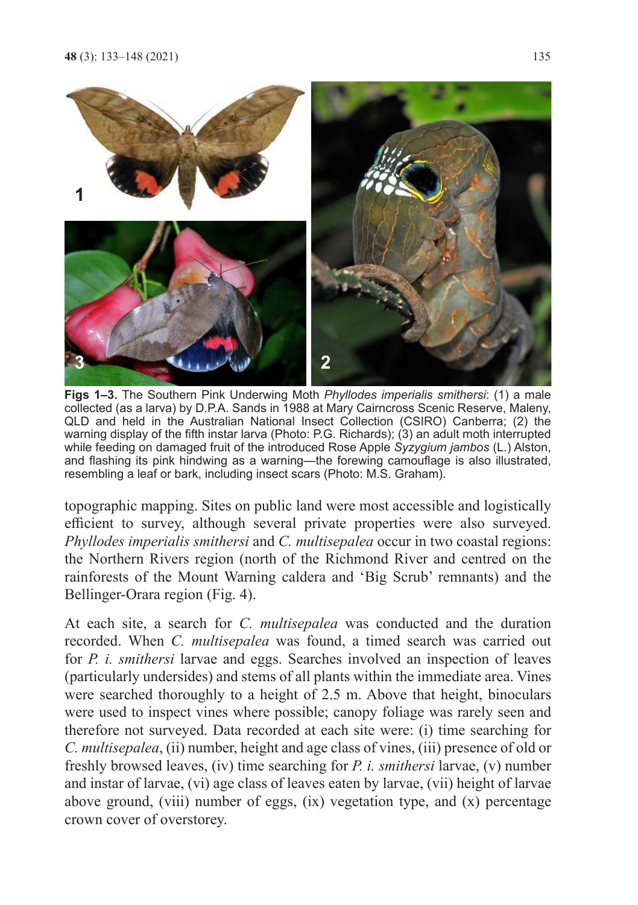**Figs 1–3.** The Southern Pink Underwing Moth *Phyllodes imperialis smithersi*: (1) a male collected (as a larva) by D.P.A. Sands in 1988 at Mary Cairncross Scenic Reserve, Maleny, QLD and held in the Australian National Insect Collection (CSIRO) Canberra; (2) the warning display of the fifth instar larva (Photo: P.G. Richards); (3) an adult moth interrupted while feeding on damaged fruit of the introduced Rose Apple *Syzygium jambos* (L.) Alston, and flashing its pink hindwing as a warning—the forewing camouflage is also illustrated, resembling a leaf or bark, including insect scars (Photo: M.S. Graham).

topographic mapping. Sites on public land were most accessible and logistically efficient to survey, although several private properties were also surveyed. *Phyllodes imperialis smithersi* and *C. multisepalea* occur in two coastal regions: the Northern Rivers region (north of the Richmond River and centred on the rainforests of the Mount Warning caldera and 'Big Scrub' remnants) and the Bellinger-Orara region (Fig. 4).

At each site, a search for *C. multisepalea* was conducted and the duration recorded. When *C. multisepalea* was found, a timed search was carried out for *P. i. smithersi* larvae and eggs. Searches involved an inspection of leaves (particularly undersides) and stems of all plants within the immediate area. Vines were searched thoroughly to a height of 2.5 m. Above that height, binoculars were used to inspect vines where possible; canopy foliage was rarely seen and therefore not surveyed. Data recorded at each site were: (i) time searching for *C. multisepalea*, (ii) number, height and age class of vines, (iii) presence of old or freshly browsed leaves, (iv) time searching for *P. i. smithersi* larvae, (v) number and instar of larvae, (vi) age class of leaves eaten by larvae, (vii) height of larvae above ground, (viii) number of eggs, (ix) vegetation type, and (x) percentage crown cover of overstorey.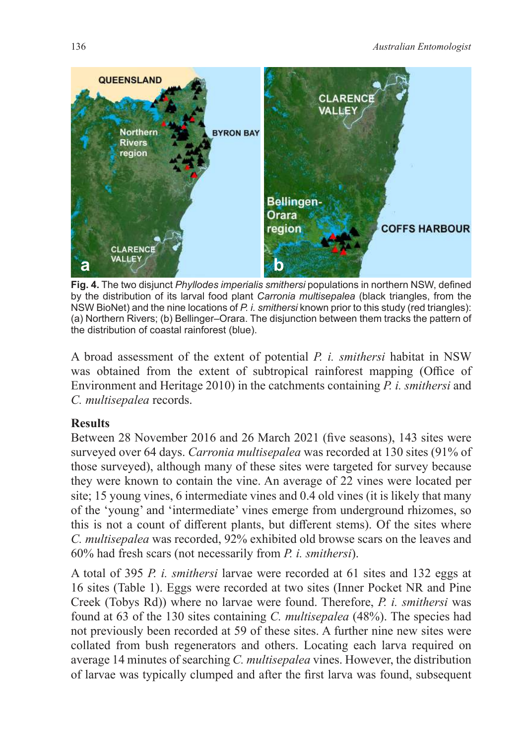**Fig. 4.** The two disjunct *Phyllodes imperialis smithersi* populations in northern NSW, defined by the distribution of its larval food plant *Carronia multisepalea* (black triangles, from the NSW BioNet) and the nine locations of *P. i. smithersi* known prior to this study (red triangles): (a) Northern Rivers; (b) Bellinger–Orara. The disjunction between them tracks the pattern of the distribution of coastal rainforest (blue).

A broad assessment of the extent of potential *P. i. smithersi* habitat in NSW was obtained from the extent of subtropical rainforest mapping (Office of Environment and Heritage 2010) in the catchments containing *P. i. smithersi* and *C. multisepalea* records.

## Results

Between 28 November 2016 and 26 March 2021 (five seasons), 143 sites were surveyed over 64 days. *Carronia multisepalea* was recorded at 130 sites (91% of those surveyed), although many of these sites were targeted for survey because they were known to contain the vine. An average of 22 vines were located per site; 15 young vines, 6 intermediate vines and 0.4 old vines (it is likely that many of the 'young' and 'intermediate' vines emerge from underground rhizomes, so this is not a count of different plants, but different stems). Of the sites where *C. multisepalea* was recorded, 92% exhibited old browse scars on the leaves and 60% had fresh scars (not necessarily from *P. i. smithersi*).

A total of 395 *P. i. smithersi* larvae were recorded at 61 sites and 132 eggs at 16 sites (Table 1). Eggs were recorded at two sites (Inner Pocket NR and Pine Creek (Tobys Rd)) where no larvae were found. Therefore, *P. i. smithersi* was found at 63 of the 130 sites containing *C. multisepalea* (48%). The species had not previously been recorded at 59 of these sites. A further nine new sites were collated from bush regenerators and others. Locating each larva required on average 14 minutes of searching *C. multisepalea* vines. However, the distribution of larvae was typically clumped and after the first larva was found, subsequent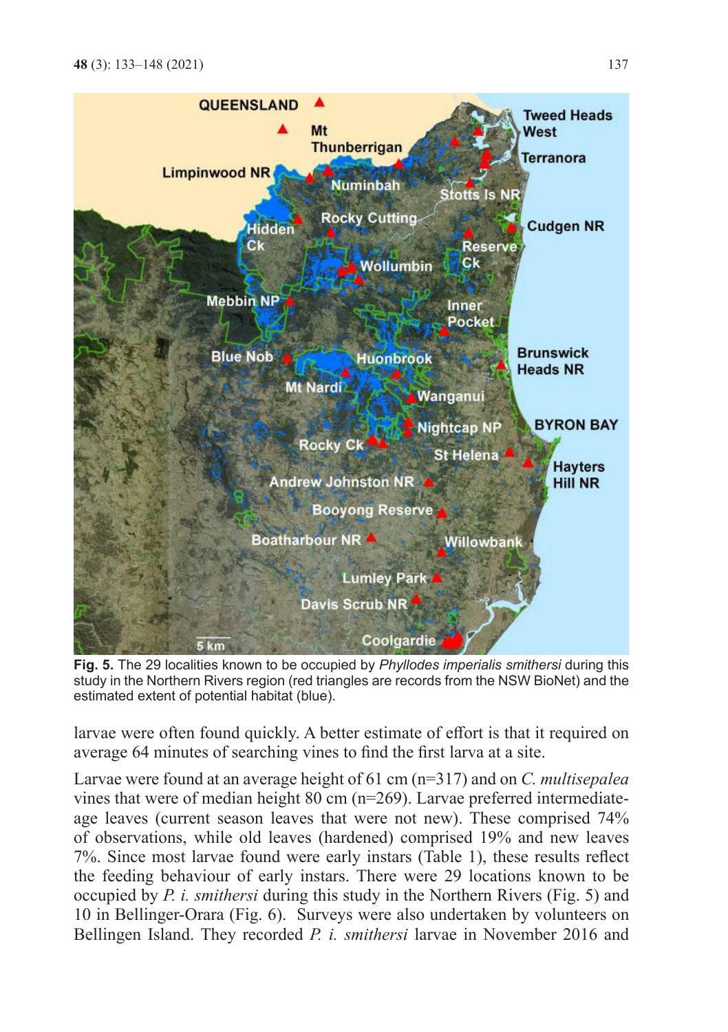**Fig. 5.** The 29 localities known to be occupied by *Phyllodes imperialis smithersi* during this study in the Northern Rivers region (red triangles are records from the NSW BioNet) and the estimated extent of potential habitat (blue).

larvae were often found quickly. A better estimate of effort is that it required on average 64 minutes of searching vines to find the first larva at a site.

Larvae were found at an average height of 61 cm (n=317) and on *C. multisepalea* vines that were of median height 80 cm (n=269). Larvae preferred intermediate-age leaves (current season leaves that were not new). These comprised 74% of observations, while old leaves (hardened) comprised 19% and new leaves 7%. Since most larvae found were early instars (Table 1), these results reflect the feeding behaviour of early instars. There were 29 locations known to be occupied by *P. i. smithersi* during this study in the Northern Rivers (Fig. 5) and 10 in Bellinger-Orara (Fig. 6). Surveys were also undertaken by volunteers on Bellingen Island. They recorded *P. i. smithersi* larvae in November 2016 and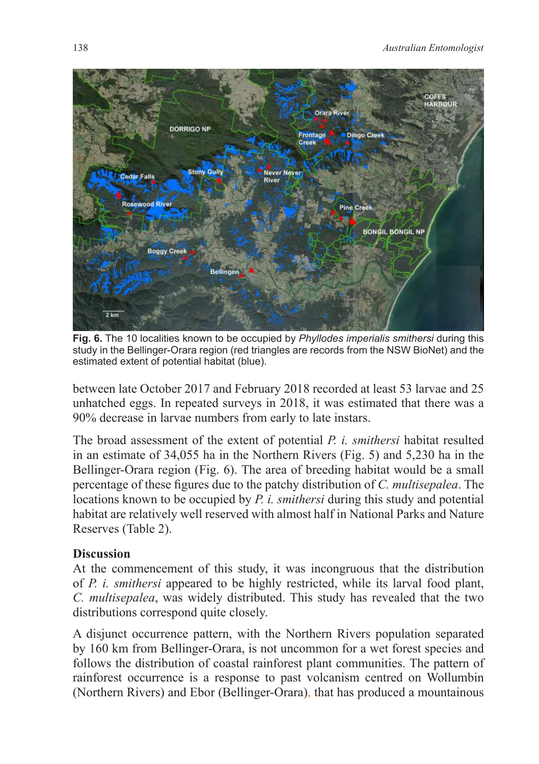**Fig. 6.** The 10 localities known to be occupied by *Phyllodes imperialis smithersi* during this study in the Bellinger-Orara region (red triangles are records from the NSW BioNet) and the estimated extent of potential habitat (blue).

between late October 2017 and February 2018 recorded at least 53 larvae and 25 unhatched eggs. In repeated surveys in 2018, it was estimated that there was a 90% decrease in larvae numbers from early to late instars.

The broad assessment of the extent of potential *P. i. smithersi* habitat resulted in an estimate of 34,055 ha in the Northern Rivers (Fig. 5) and 5,230 ha in the Bellinger-Orara region (Fig. 6). The area of breeding habitat would be a small percentage of these figures due to the patchy distribution of *C. multisepalea*. The locations known to be occupied by *P. i. smithersi* during this study and potential habitat are relatively well reserved with almost half in National Parks and Nature Reserves (Table 2).

## Discussion

At the commencement of this study, it was incongruous that the distribution of *P. i. smithersi* appeared to be highly restricted, while its larval food plant, *C. multisepalea*, was widely distributed. This study has revealed that the two distributions correspond quite closely.

A disjunct occurrence pattern, with the Northern Rivers population separated by 160 km from Bellinger-Orara, is not uncommon for a wet forest species and follows the distribution of coastal rainforest plant communities. The pattern of rainforest occurrence is a response to past volcanism centred on Wollumbin (Northern Rivers) and Ebor (Bellinger-Orara), that has produced a mountainous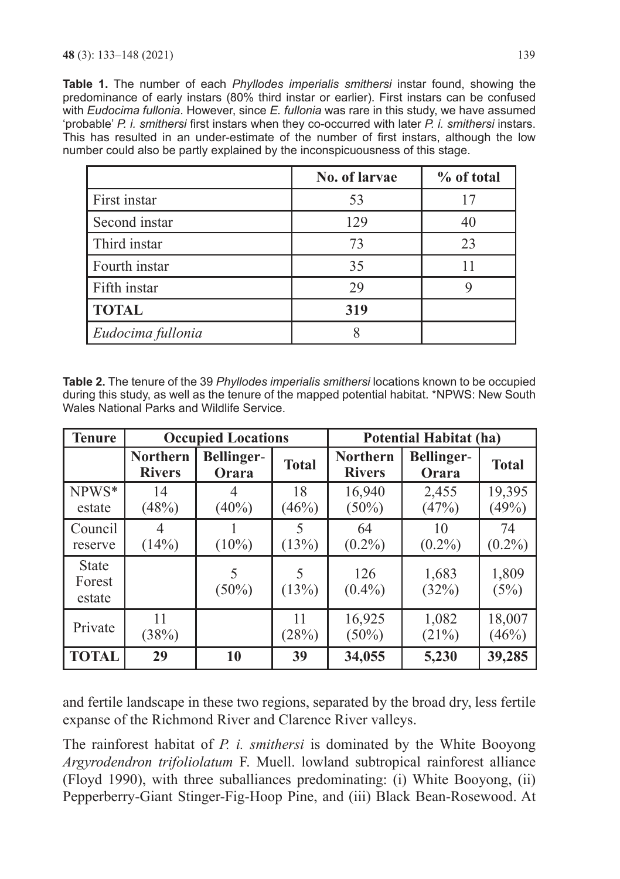**Table 1.** The number of each *Phyllodes imperialis smithersi* instar found, showing the predominance of early instars (80% third instar or earlier). First instars can be confused with *Eudocima fullonia*. However, since *E. fullonia* was rare in this study, we have assumed 'probable' *P. i. smithersi* first instars when they co-occurred with later *P. i. smithersi* instars. This has resulted in an under-estimate of the number of first instars, although the low number could also be partly explained by the inconspicuousness of this stage.

| | No. of larvae | % of total |
|---|---|---|
| First instar | 53 | 17 |
| Second instar | 129 | 40 |
| Third instar | 73 | 23 |
| Fourth instar | 35 | 11 |
| Fifth instar | 29 | 9 |
| **TOTAL** | **319** | |
| *Eudocima fullonia* | 8 | |

**Table 2.** The tenure of the 39 *Phyllodes imperialis smithersi* locations known to be occupied during this study, as well as the tenure of the mapped potential habitat. *NPWS: New South Wales National Parks and Wildlife Service.

| Tenure | Occupied Locations | | | Potential Habitat (ha) | | |
|---|---|---|---|---|---|---|
| | Northern Rivers | Bellinger-Orara | Total | Northern Rivers | Bellinger-Orara | Total |
| NPWS* estate | 14 (48%) | 4 (40%) | 18 (46%) | 16,940 (50%) | 2,455 (47%) | 19,395 (49%) |
| Council reserve | 4 (14%) | 1 (10%) | 5 (13%) | 64 (0.2%) | 10 (0.2%) | 74 (0.2%) |
| State Forest estate | | 5 (50%) | 5 (13%) | 126 (0.4%) | 1,683 (32%) | 1,809 (5%) |
| Private | 11 (38%) | | 11 (28%) | 16,925 (50%) | 1,082 (21%) | 18,007 (46%) |
| **TOTAL** | **29** | **10** | **39** | **34,055** | **5,230** | **39,285** |

and fertile landscape in these two regions, separated by the broad dry, less fertile expanse of the Richmond River and Clarence River valleys.

The rainforest habitat of *P. i. smithersi* is dominated by the White Booyong *Argyrodendron trifoliolatum* F. Muell. lowland subtropical rainforest alliance (Floyd 1990), with three suballiances predominating: (i) White Booyong, (ii) Pepperberry-Giant Stinger-Fig-Hoop Pine, and (iii) Black Bean-Rosewood. At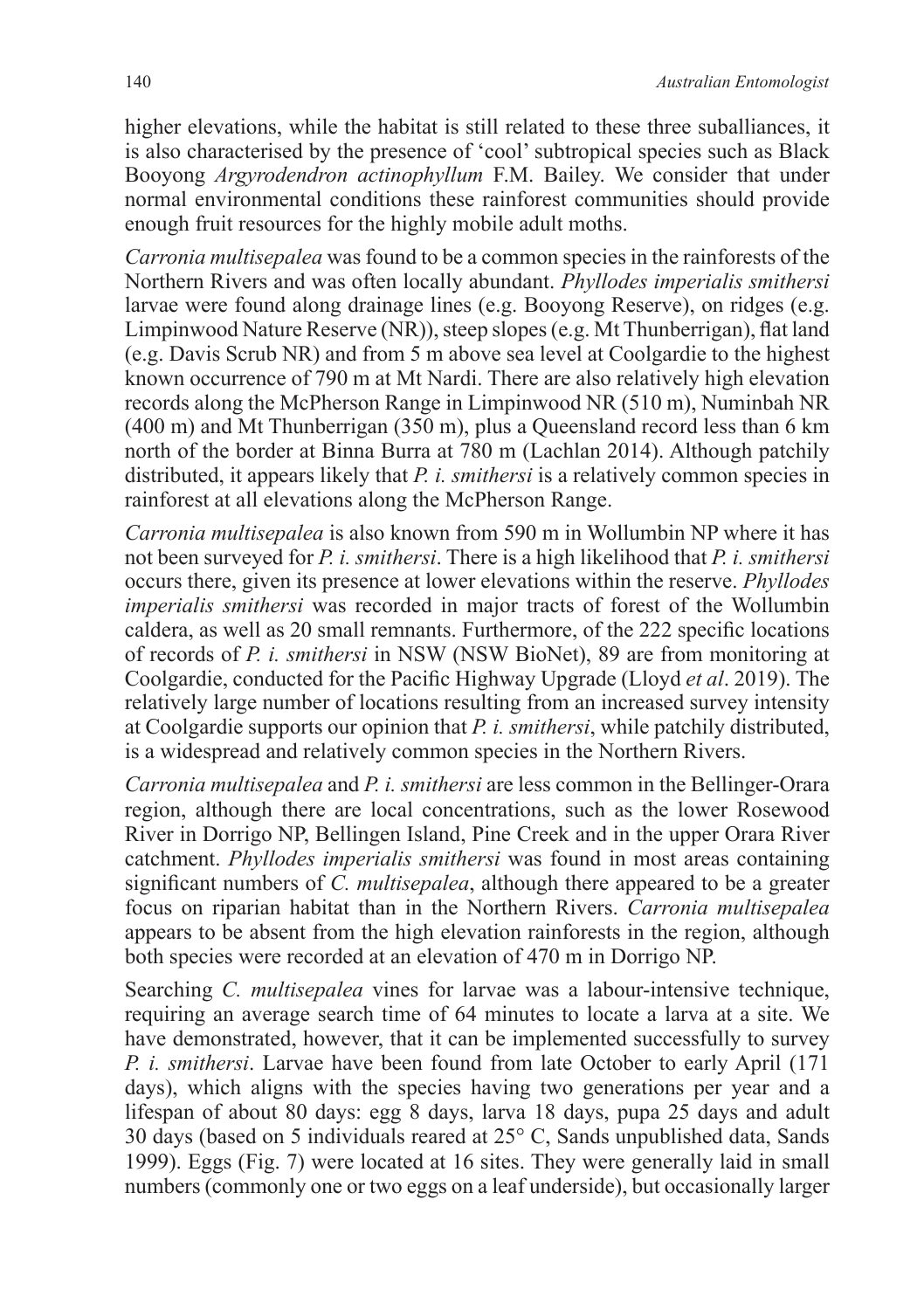higher elevations, while the habitat is still related to these three suballiances, it is also characterised by the presence of 'cool' subtropical species such as Black Booyong *Argyrodendron actinophyllum* F.M. Bailey. We consider that under normal environmental conditions these rainforest communities should provide enough fruit resources for the highly mobile adult moths.

*Carronia multisepalea* was found to be a common species in the rainforests of the Northern Rivers and was often locally abundant. *Phyllodes imperialis smithersi* larvae were found along drainage lines (e.g. Booyong Reserve), on ridges (e.g. Limpinwood Nature Reserve (NR)), steep slopes (e.g. Mt Thunberrigan), flat land (e.g. Davis Scrub NR) and from 5 m above sea level at Coolgardie to the highest known occurrence of 790 m at Mt Nardi. There are also relatively high elevation records along the McPherson Range in Limpinwood NR (510 m), Numinbah NR (400 m) and Mt Thunberrigan (350 m), plus a Queensland record less than 6 km north of the border at Binna Burra at 780 m (Lachlan 2014). Although patchily distributed, it appears likely that *P. i. smithersi* is a relatively common species in rainforest at all elevations along the McPherson Range.

*Carronia multisepalea* is also known from 590 m in Wollumbin NP where it has not been surveyed for *P. i. smithersi*. There is a high likelihood that *P. i. smithersi* occurs there, given its presence at lower elevations within the reserve. *Phyllodes imperialis smithersi* was recorded in major tracts of forest of the Wollumbin caldera, as well as 20 small remnants. Furthermore, of the 222 specific locations of records of *P. i. smithersi* in NSW (NSW BioNet), 89 are from monitoring at Coolgardie, conducted for the Pacific Highway Upgrade (Lloyd *et al*. 2019). The relatively large number of locations resulting from an increased survey intensity at Coolgardie supports our opinion that *P. i. smithersi*, while patchily distributed, is a widespread and relatively common species in the Northern Rivers.

*Carronia multisepalea* and *P. i. smithersi* are less common in the Bellinger-Orara region, although there are local concentrations, such as the lower Rosewood River in Dorrigo NP, Bellingen Island, Pine Creek and in the upper Orara River catchment. *Phyllodes imperialis smithersi* was found in most areas containing significant numbers of *C. multisepalea*, although there appeared to be a greater focus on riparian habitat than in the Northern Rivers. *Carronia multisepalea* appears to be absent from the high elevation rainforests in the region, although both species were recorded at an elevation of 470 m in Dorrigo NP.

Searching *C. multisepalea* vines for larvae was a labour-intensive technique, requiring an average search time of 64 minutes to locate a larva at a site. We have demonstrated, however, that it can be implemented successfully to survey *P. i. smithersi*. Larvae have been found from late October to early April (171 days), which aligns with the species having two generations per year and a lifespan of about 80 days: egg 8 days, larva 18 days, pupa 25 days and adult 30 days (based on 5 individuals reared at 25° C, Sands unpublished data, Sands 1999). Eggs (Fig. 7) were located at 16 sites. They were generally laid in small numbers (commonly one or two eggs on a leaf underside), but occasionally larger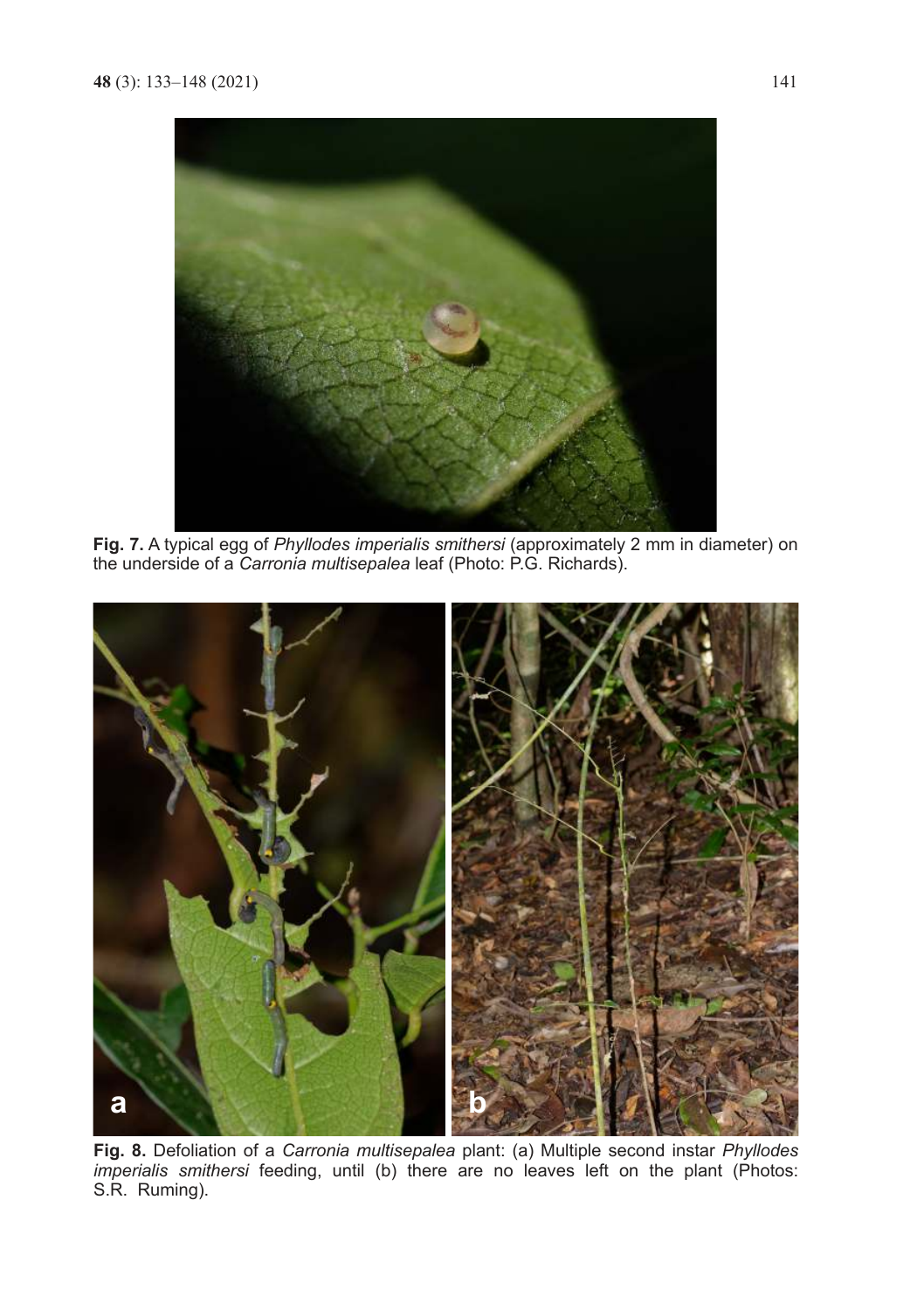**Fig. 7.** A typical egg of *Phyllodes imperialis smithersi* (approximately 2 mm in diameter) on the underside of a *Carronia multisepalea* leaf (Photo: P.G. Richards).

**Fig. 8.** Defoliation of a *Carronia multisepalea* plant: (a) Multiple second instar *Phyllodes imperialis smithersi* feeding, until (b) there are no leaves left on the plant (Photos: S.R. Ruming).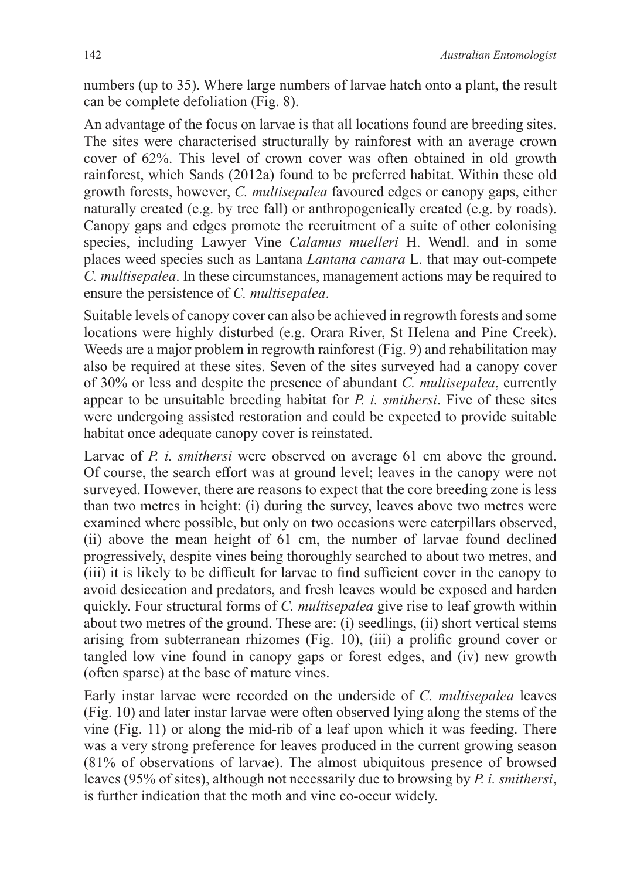numbers (up to 35). Where large numbers of larvae hatch onto a plant, the result can be complete defoliation (Fig. 8).

An advantage of the focus on larvae is that all locations found are breeding sites. The sites were characterised structurally by rainforest with an average crown cover of 62%. This level of crown cover was often obtained in old growth rainforest, which Sands (2012a) found to be preferred habitat. Within these old growth forests, however, *C. multisepalea* favoured edges or canopy gaps, either naturally created (e.g. by tree fall) or anthropogenically created (e.g. by roads). Canopy gaps and edges promote the recruitment of a suite of other colonising species, including Lawyer Vine *Calamus muelleri* H. Wendl. and in some places weed species such as Lantana *Lantana camara* L. that may out-compete *C. multisepalea*. In these circumstances, management actions may be required to ensure the persistence of *C. multisepalea*.

Suitable levels of canopy cover can also be achieved in regrowth forests and some locations were highly disturbed (e.g. Orara River, St Helena and Pine Creek). Weeds are a major problem in regrowth rainforest (Fig. 9) and rehabilitation may also be required at these sites. Seven of the sites surveyed had a canopy cover of 30% or less and despite the presence of abundant *C. multisepalea*, currently appear to be unsuitable breeding habitat for *P. i. smithersi*. Five of these sites were undergoing assisted restoration and could be expected to provide suitable habitat once adequate canopy cover is reinstated.

Larvae of *P. i. smithersi* were observed on average 61 cm above the ground. Of course, the search effort was at ground level; leaves in the canopy were not surveyed. However, there are reasons to expect that the core breeding zone is less than two metres in height: (i) during the survey, leaves above two metres were examined where possible, but only on two occasions were caterpillars observed, (ii) above the mean height of 61 cm, the number of larvae found declined progressively, despite vines being thoroughly searched to about two metres, and (iii) it is likely to be difficult for larvae to find sufficient cover in the canopy to avoid desiccation and predators, and fresh leaves would be exposed and harden quickly. Four structural forms of *C. multisepalea* give rise to leaf growth within about two metres of the ground. These are: (i) seedlings, (ii) short vertical stems arising from subterranean rhizomes (Fig. 10), (iii) a prolific ground cover or tangled low vine found in canopy gaps or forest edges, and (iv) new growth (often sparse) at the base of mature vines.

Early instar larvae were recorded on the underside of *C. multisepalea* leaves (Fig. 10) and later instar larvae were often observed lying along the stems of the vine (Fig. 11) or along the mid-rib of a leaf upon which it was feeding. There was a very strong preference for leaves produced in the current growing season (81% of observations of larvae). The almost ubiquitous presence of browsed leaves (95% of sites), although not necessarily due to browsing by *P. i. smithersi*, is further indication that the moth and vine co-occur widely.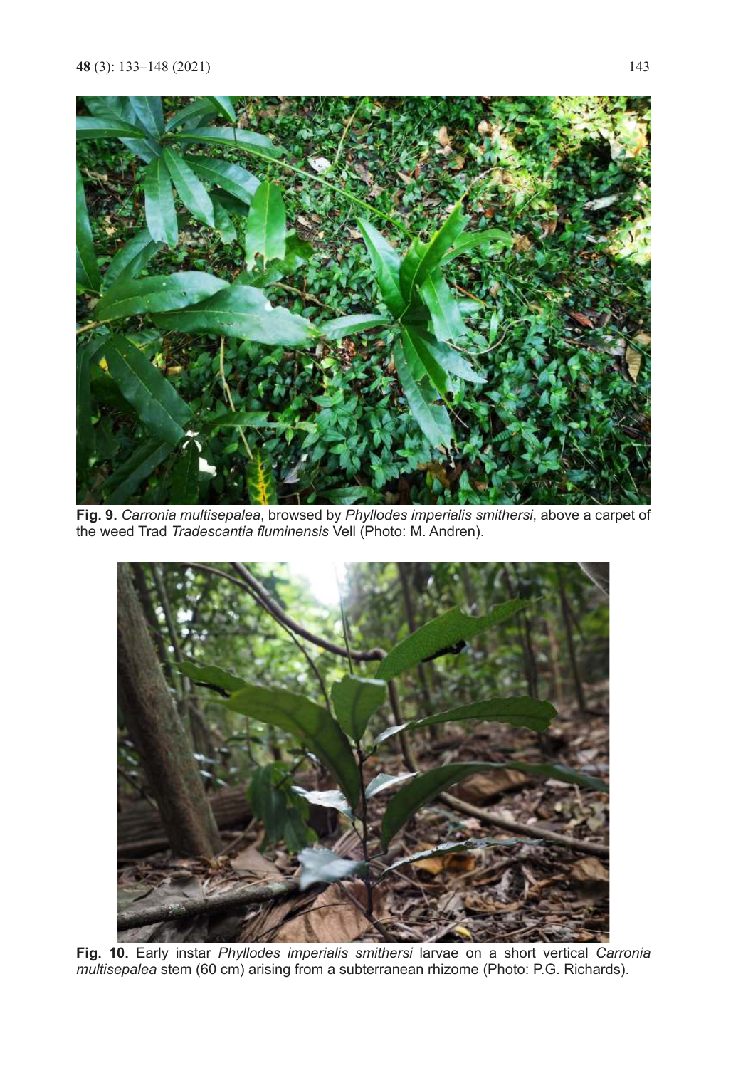**Fig. 9.** *Carronia multisepalea*, browsed by *Phyllodes imperialis smithersi*, above a carpet of the weed Trad *Tradescantia fluminensis* Vell (Photo: M. Andren).

**Fig. 10.** Early instar *Phyllodes imperialis smithersi* larvae on a short vertical *Carronia multisepalea* stem (60 cm) arising from a subterranean rhizome (Photo: P.G. Richards).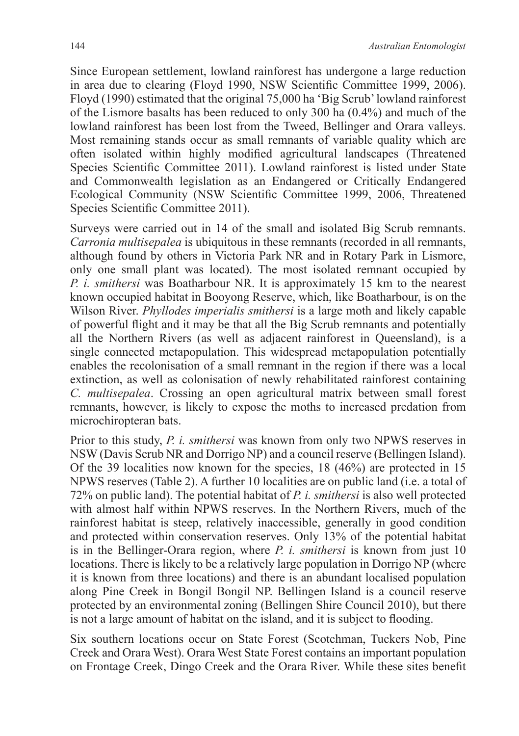Since European settlement, lowland rainforest has undergone a large reduction in area due to clearing (Floyd 1990, NSW Scientific Committee 1999, 2006). Floyd (1990) estimated that the original 75,000 ha 'Big Scrub' lowland rainforest of the Lismore basalts has been reduced to only 300 ha (0.4%) and much of the lowland rainforest has been lost from the Tweed, Bellinger and Orara valleys. Most remaining stands occur as small remnants of variable quality which are often isolated within highly modified agricultural landscapes (Threatened Species Scientific Committee 2011). Lowland rainforest is listed under State and Commonwealth legislation as an Endangered or Critically Endangered Ecological Community (NSW Scientific Committee 1999, 2006, Threatened Species Scientific Committee 2011).

Surveys were carried out in 14 of the small and isolated Big Scrub remnants. *Carronia multisepalea* is ubiquitous in these remnants (recorded in all remnants, although found by others in Victoria Park NR and in Rotary Park in Lismore, only one small plant was located). The most isolated remnant occupied by *P. i. smithersi* was Boatharbour NR. It is approximately 15 km to the nearest known occupied habitat in Booyong Reserve, which, like Boatharbour, is on the Wilson River. *Phyllodes imperialis smithersi* is a large moth and likely capable of powerful flight and it may be that all the Big Scrub remnants and potentially all the Northern Rivers (as well as adjacent rainforest in Queensland), is a single connected metapopulation. This widespread metapopulation potentially enables the recolonisation of a small remnant in the region if there was a local extinction, as well as colonisation of newly rehabilitated rainforest containing *C. multisepalea*. Crossing an open agricultural matrix between small forest remnants, however, is likely to expose the moths to increased predation from microchiropteran bats.

Prior to this study, *P. i. smithersi* was known from only two NPWS reserves in NSW (Davis Scrub NR and Dorrigo NP) and a council reserve (Bellingen Island). Of the 39 localities now known for the species, 18 (46%) are protected in 15 NPWS reserves (Table 2). A further 10 localities are on public land (i.e. a total of 72% on public land). The potential habitat of *P. i. smithersi* is also well protected with almost half within NPWS reserves. In the Northern Rivers, much of the rainforest habitat is steep, relatively inaccessible, generally in good condition and protected within conservation reserves. Only 13% of the potential habitat is in the Bellinger-Orara region, where *P. i. smithersi* is known from just 10 locations. There is likely to be a relatively large population in Dorrigo NP (where it is known from three locations) and there is an abundant localised population along Pine Creek in Bongil Bongil NP. Bellingen Island is a council reserve protected by an environmental zoning (Bellingen Shire Council 2010), but there is not a large amount of habitat on the island, and it is subject to flooding.

Six southern locations occur on State Forest (Scotchman, Tuckers Nob, Pine Creek and Orara West). Orara West State Forest contains an important population on Frontage Creek, Dingo Creek and the Orara River. While these sites benefit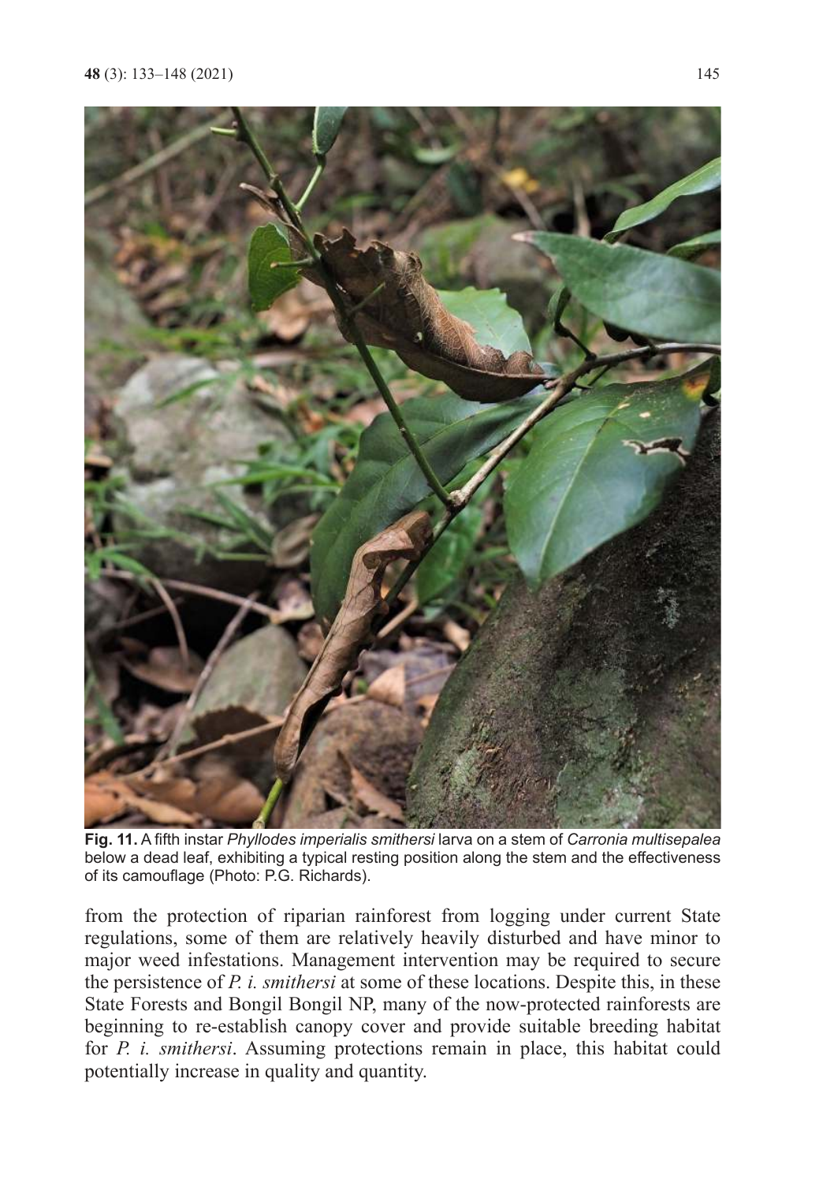**Fig. 11.** A fifth instar *Phyllodes imperialis smithersi* larva on a stem of *Carronia multisepalea* below a dead leaf, exhibiting a typical resting position along the stem and the effectiveness of its camouflage (Photo: P.G. Richards).

from the protection of riparian rainforest from logging under current State regulations, some of them are relatively heavily disturbed and have minor to major weed infestations. Management intervention may be required to secure the persistence of *P. i. smithersi* at some of these locations. Despite this, in these State Forests and Bongil Bongil NP, many of the now-protected rainforests are beginning to re-establish canopy cover and provide suitable breeding habitat for *P. i. smithersi*. Assuming protections remain in place, this habitat could potentially increase in quality and quantity.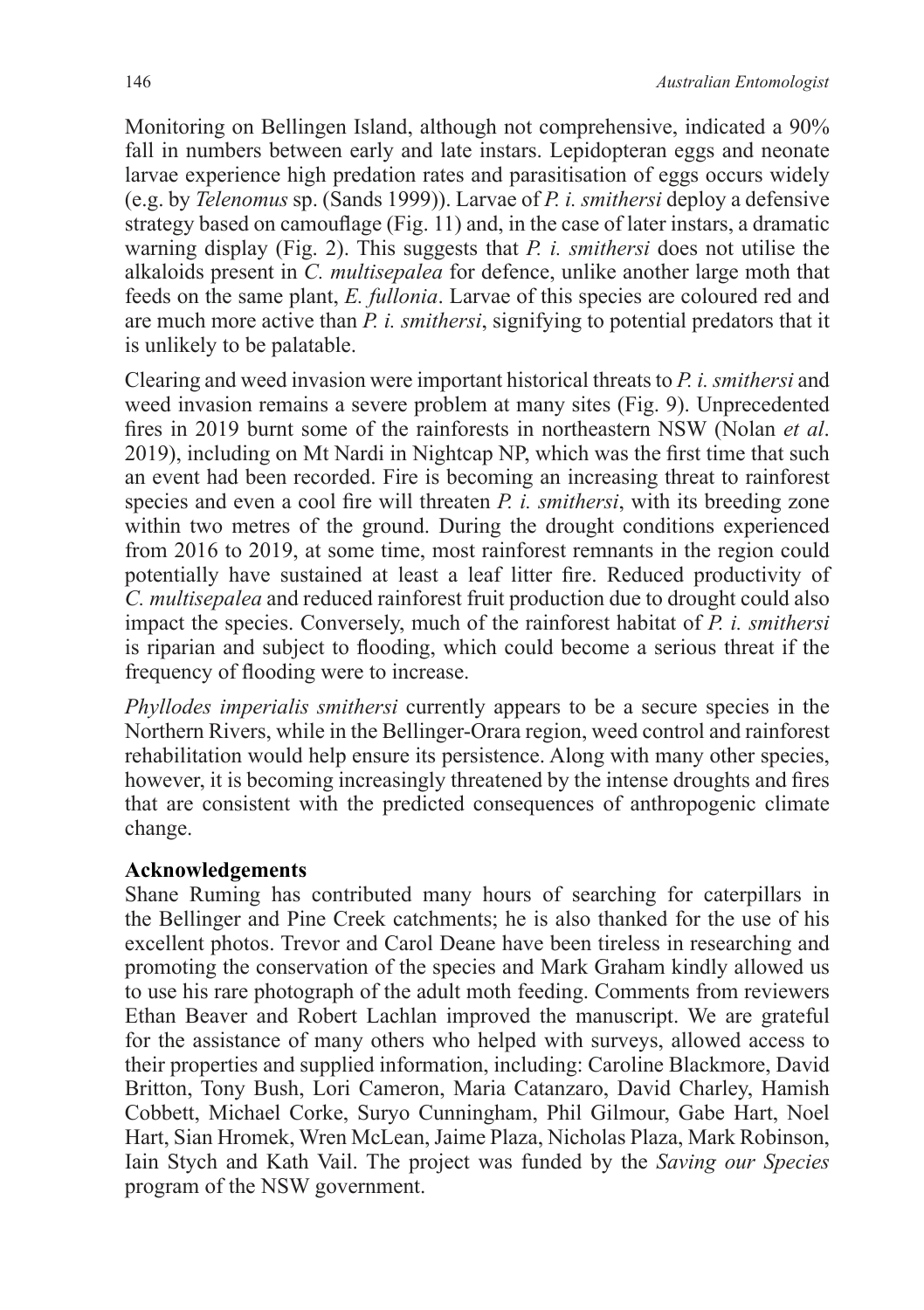Monitoring on Bellingen Island, although not comprehensive, indicated a 90% fall in numbers between early and late instars. Lepidopteran eggs and neonate larvae experience high predation rates and parasitisation of eggs occurs widely (e.g. by *Telenomus* sp. (Sands 1999)). Larvae of *P. i. smithersi* deploy a defensive strategy based on camouflage (Fig. 11) and, in the case of later instars, a dramatic warning display (Fig. 2). This suggests that *P. i. smithersi* does not utilise the alkaloids present in *C. multisepalea* for defence, unlike another large moth that feeds on the same plant, *E. fullonia*. Larvae of this species are coloured red and are much more active than *P. i. smithersi*, signifying to potential predators that it is unlikely to be palatable.

Clearing and weed invasion were important historical threats to *P. i. smithersi* and weed invasion remains a severe problem at many sites (Fig. 9). Unprecedented fires in 2019 burnt some of the rainforests in northeastern NSW (Nolan *et al*. 2019), including on Mt Nardi in Nightcap NP, which was the first time that such an event had been recorded. Fire is becoming an increasing threat to rainforest species and even a cool fire will threaten *P. i. smithersi*, with its breeding zone within two metres of the ground. During the drought conditions experienced from 2016 to 2019, at some time, most rainforest remnants in the region could potentially have sustained at least a leaf litter fire. Reduced productivity of *C. multisepalea* and reduced rainforest fruit production due to drought could also impact the species. Conversely, much of the rainforest habitat of *P. i. smithersi* is riparian and subject to flooding, which could become a serious threat if the frequency of flooding were to increase.

*Phyllodes imperialis smithersi* currently appears to be a secure species in the Northern Rivers, while in the Bellinger-Orara region, weed control and rainforest rehabilitation would help ensure its persistence. Along with many other species, however, it is becoming increasingly threatened by the intense droughts and fires that are consistent with the predicted consequences of anthropogenic climate change.

## Acknowledgements

Shane Ruming has contributed many hours of searching for caterpillars in the Bellinger and Pine Creek catchments; he is also thanked for the use of his excellent photos. Trevor and Carol Deane have been tireless in researching and promoting the conservation of the species and Mark Graham kindly allowed us to use his rare photograph of the adult moth feeding. Comments from reviewers Ethan Beaver and Robert Lachlan improved the manuscript. We are grateful for the assistance of many others who helped with surveys, allowed access to their properties and supplied information, including: Caroline Blackmore, David Britton, Tony Bush, Lori Cameron, Maria Catanzaro, David Charley, Hamish Cobbett, Michael Corke, Suryo Cunningham, Phil Gilmour, Gabe Hart, Noel Hart, Sian Hromek, Wren McLean, Jaime Plaza, Nicholas Plaza, Mark Robinson, Iain Stych and Kath Vail. The project was funded by the *Saving our Species* program of the NSW government.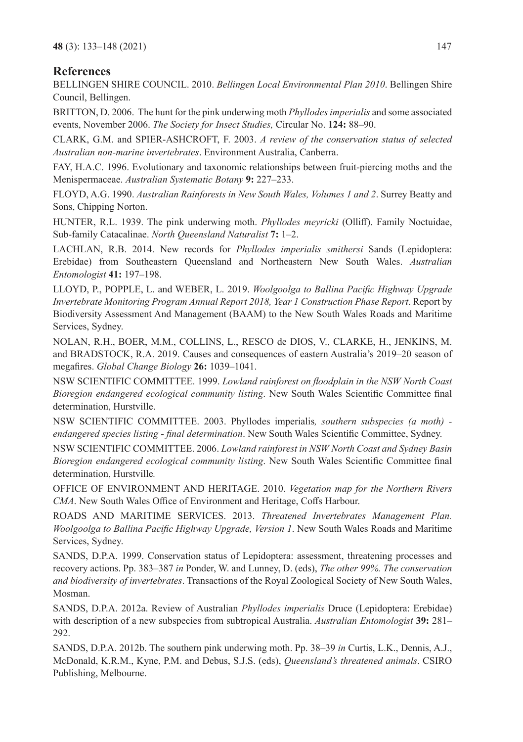## References

BELLINGEN SHIRE COUNCIL. 2010. *Bellingen Local Environmental Plan 2010*. Bellingen Shire Council, Bellingen.

BRITTON, D. 2006. The hunt for the pink underwing moth *Phyllodes imperialis* and some associated events, November 2006. *The Society for Insect Studies,* Circular No. **124:** 88–90.

CLARK, G.M. and SPIER-ASHCROFT, F. 2003. *A review of the conservation status of selected Australian non-marine invertebrates*. Environment Australia, Canberra.

FAY, H.A.C. 1996. Evolutionary and taxonomic relationships between fruit-piercing moths and the Menispermaceae. *Australian Systematic Botany* **9:** 227–233.

FLOYD, A.G. 1990. *Australian Rainforests in New South Wales, Volumes 1 and 2*. Surrey Beatty and Sons, Chipping Norton.

HUNTER, R.L. 1939. The pink underwing moth. *Phyllodes meyricki* (Olliff). Family Noctuidae, Sub-family Catacalinae. *North Queensland Naturalist* **7:** 1–2.

LACHLAN, R.B. 2014. New records for *Phyllodes imperialis smithersi* Sands (Lepidoptera: Erebidae) from Southeastern Queensland and Northeastern New South Wales. *Australian Entomologist* **41:** 197–198.

LLOYD, P., POPPLE, L. and WEBER, L. 2019. *Woolgoolga to Ballina Pacific Highway Upgrade Invertebrate Monitoring Program Annual Report 2018, Year 1 Construction Phase Report*. Report by Biodiversity Assessment And Management (BAAM) to the New South Wales Roads and Maritime Services, Sydney.

NOLAN, R.H., BOER, M.M., COLLINS, L., RESCO de DIOS, V., CLARKE, H., JENKINS, M. and BRADSTOCK, R.A. 2019. Causes and consequences of eastern Australia's 2019–20 season of megafires. *Global Change Biology* **26:** 1039–1041.

NSW SCIENTIFIC COMMITTEE. 1999. *Lowland rainforest on floodplain in the NSW North Coast Bioregion endangered ecological community listing*. New South Wales Scientific Committee final determination, Hurstville.

NSW SCIENTIFIC COMMITTEE. 2003. Phyllodes imperialis*, southern subspecies (a moth) - endangered species listing - final determination*. New South Wales Scientific Committee, Sydney.

NSW SCIENTIFIC COMMITTEE. 2006. *Lowland rainforest in NSW North Coast and Sydney Basin Bioregion endangered ecological community listing*. New South Wales Scientific Committee final determination, Hurstville.

OFFICE OF ENVIRONMENT AND HERITAGE. 2010. *Vegetation map for the Northern Rivers CMA*. New South Wales Office of Environment and Heritage, Coffs Harbour.

ROADS AND MARITIME SERVICES. 2013. *Threatened Invertebrates Management Plan. Woolgoolga to Ballina Pacific Highway Upgrade, Version 1*. New South Wales Roads and Maritime Services, Sydney.

SANDS, D.P.A. 1999. Conservation status of Lepidoptera: assessment, threatening processes and recovery actions. Pp. 383–387 *in* Ponder, W. and Lunney, D. (eds), *The other 99%. The conservation and biodiversity of invertebrates*. Transactions of the Royal Zoological Society of New South Wales, Mosman.

SANDS, D.P.A. 2012a. Review of Australian *Phyllodes imperialis* Druce (Lepidoptera: Erebidae) with description of a new subspecies from subtropical Australia. *Australian Entomologist* **39:** 281–292.

SANDS, D.P.A. 2012b. The southern pink underwing moth. Pp. 38–39 *in* Curtis, L.K., Dennis, A.J., McDonald, K.R.M., Kyne, P.M. and Debus, S.J.S. (eds), *Queensland's threatened animals*. CSIRO Publishing, Melbourne.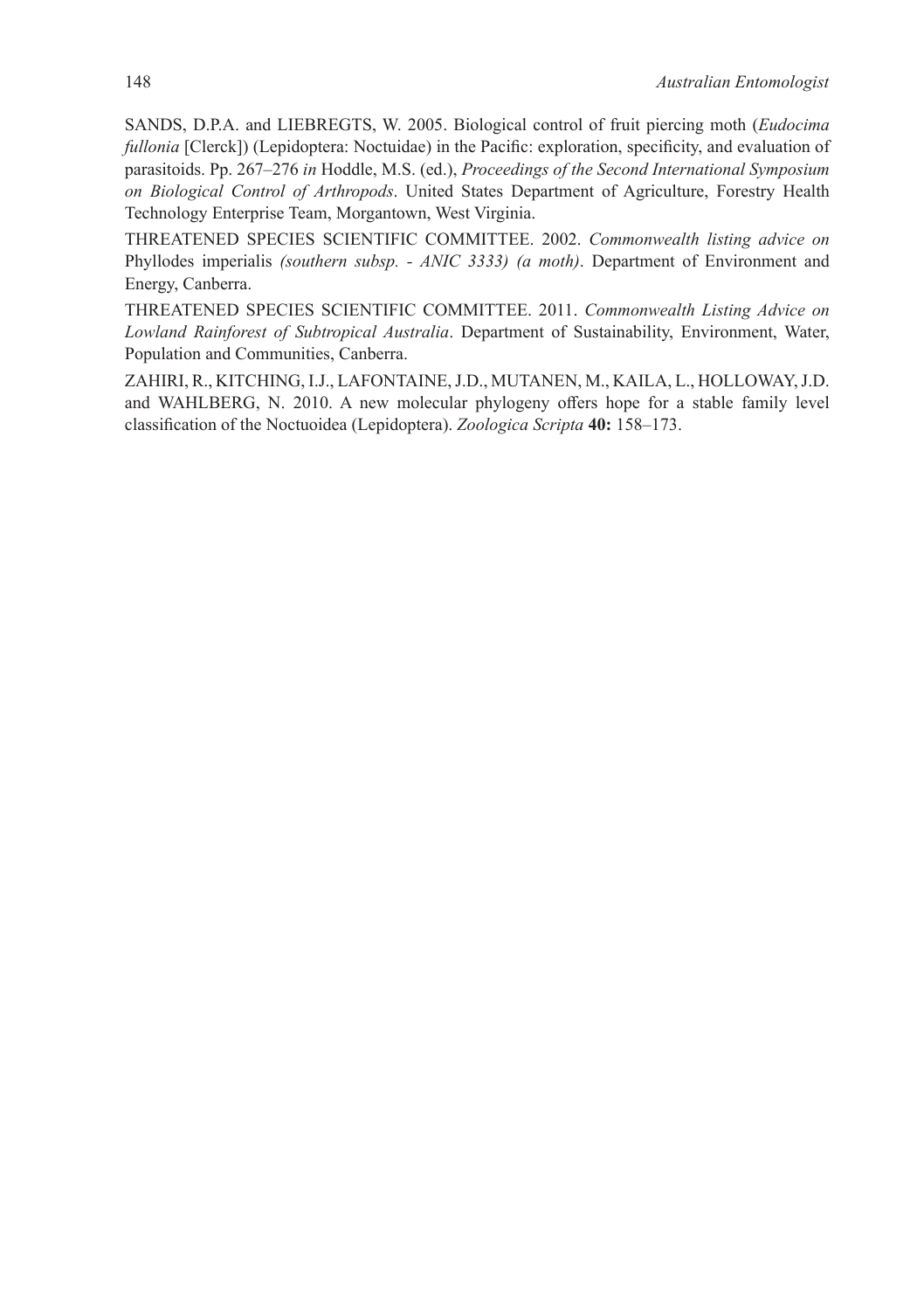SANDS, D.P.A. and LIEBREGTS, W. 2005. Biological control of fruit piercing moth (*Eudocima fullonia* [Clerck]) (Lepidoptera: Noctuidae) in the Pacific: exploration, specificity, and evaluation of parasitoids. Pp. 267–276 *in* Hoddle, M.S. (ed.), *Proceedings of the Second International Symposium on Biological Control of Arthropods*. United States Department of Agriculture, Forestry Health Technology Enterprise Team, Morgantown, West Virginia.

THREATENED SPECIES SCIENTIFIC COMMITTEE. 2002. *Commonwealth listing advice on* Phyllodes imperialis *(southern subsp. - ANIC 3333) (a moth)*. Department of Environment and Energy, Canberra.

THREATENED SPECIES SCIENTIFIC COMMITTEE. 2011. *Commonwealth Listing Advice on Lowland Rainforest of Subtropical Australia*. Department of Sustainability, Environment, Water, Population and Communities, Canberra.

ZAHIRI, R., KITCHING, I.J., LAFONTAINE, J.D., MUTANEN, M., KAILA, L., HOLLOWAY, J.D. and WAHLBERG, N. 2010. A new molecular phylogeny offers hope for a stable family level classification of the Noctuoidea (Lepidoptera). *Zoologica Scripta* **40:** 158–173.